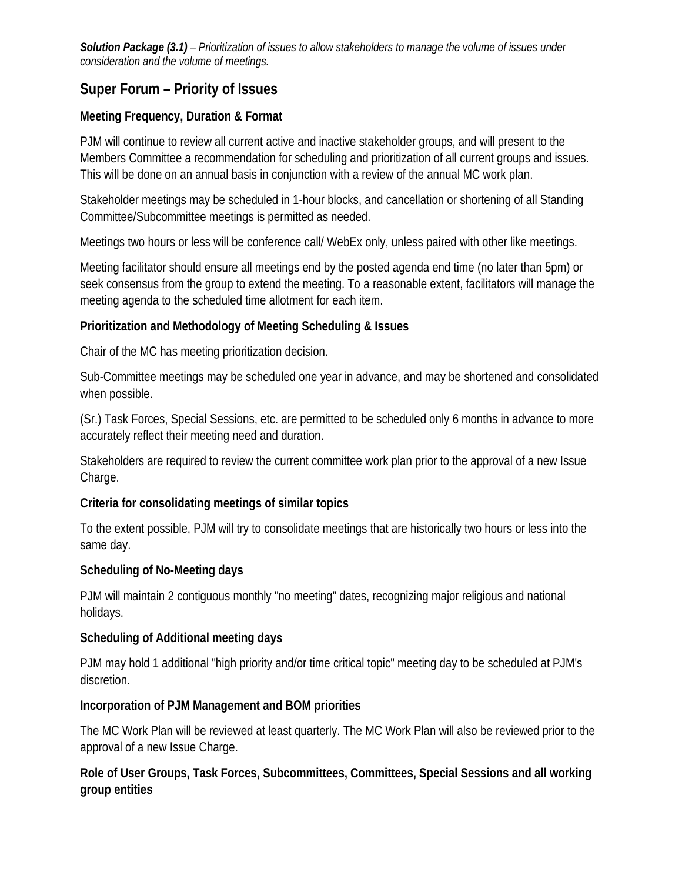***Solution Package (3.1)** – Prioritization of issues to allow stakeholders to manage the volume of issues under consideration and the volume of meetings.*

## Super Forum – Priority of Issues

### Meeting Frequency, Duration & Format

PJM will continue to review all current active and inactive stakeholder groups, and will present to the Members Committee a recommendation for scheduling and prioritization of all current groups and issues. This will be done on an annual basis in conjunction with a review of the annual MC work plan.

Stakeholder meetings may be scheduled in 1-hour blocks, and cancellation or shortening of all Standing Committee/Subcommittee meetings is permitted as needed.

Meetings two hours or less will be conference call/ WebEx only, unless paired with other like meetings.

Meeting facilitator should ensure all meetings end by the posted agenda end time (no later than 5pm) or seek consensus from the group to extend the meeting. To a reasonable extent, facilitators will manage the meeting agenda to the scheduled time allotment for each item.

### Prioritization and Methodology of Meeting Scheduling & Issues

Chair of the MC has meeting prioritization decision.

Sub-Committee meetings may be scheduled one year in advance, and may be shortened and consolidated when possible.

(Sr.) Task Forces, Special Sessions, etc. are permitted to be scheduled only 6 months in advance to more accurately reflect their meeting need and duration.

Stakeholders are required to review the current committee work plan prior to the approval of a new Issue Charge.

### Criteria for consolidating meetings of similar topics

To the extent possible, PJM will try to consolidate meetings that are historically two hours or less into the same day.

### Scheduling of No-Meeting days

PJM will maintain 2 contiguous monthly "no meeting" dates, recognizing major religious and national holidays.

### Scheduling of Additional meeting days

PJM may hold 1 additional "high priority and/or time critical topic" meeting day to be scheduled at PJM's discretion.

### Incorporation of PJM Management and BOM priorities

The MC Work Plan will be reviewed at least quarterly. The MC Work Plan will also be reviewed prior to the approval of a new Issue Charge.

### Role of User Groups, Task Forces, Subcommittees, Committees, Special Sessions and all working group entities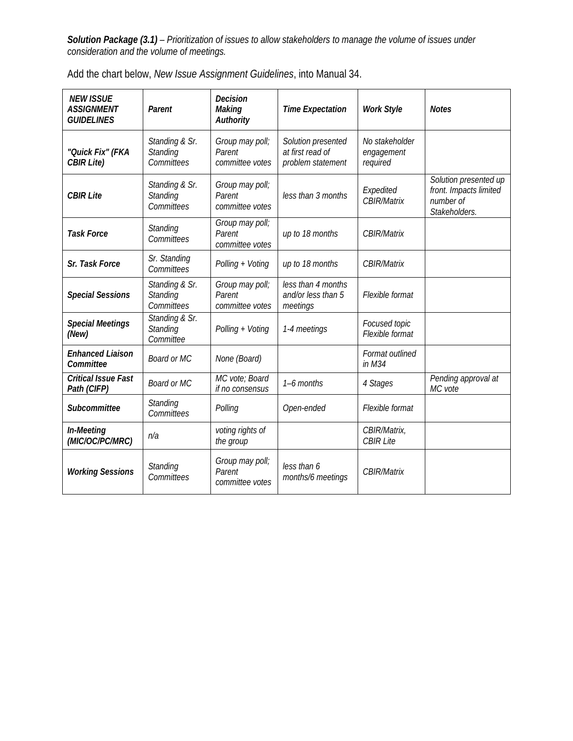***Solution Package (3.1)*** *– Prioritization of issues to allow stakeholders to manage the volume of issues under consideration and the volume of meetings.*

Add the chart below, *New Issue Assignment Guidelines*, into Manual 34.

| ***NEW ISSUE ASSIGNMENT GUIDELINES*** | ***Parent*** | ***Decision Making Authority*** | ***Time Expectation*** | ***Work Style*** | ***Notes*** |
|---|---|---|---|---|---|
| ***"Quick Fix" (FKA CBIR Lite)*** | *Standing & Sr. Standing Committees* | *Group may poll; Parent committee votes* | *Solution presented at first read of problem statement* | *No stakeholder engagement required* | |
| ***CBIR Lite*** | *Standing & Sr. Standing Committees* | *Group may poll; Parent committee votes* | *less than 3 months* | *Expedited CBIR/Matrix* | *Solution presented up front. Impacts limited number of Stakeholders.* |
| ***Task Force*** | *Standing Committees* | *Group may poll; Parent committee votes* | *up to 18 months* | *CBIR/Matrix* | |
| ***Sr. Task Force*** | *Sr. Standing Committees* | *Polling + Voting* | *up to 18 months* | *CBIR/Matrix* | |
| ***Special Sessions*** | *Standing & Sr. Standing Committees* | *Group may poll; Parent committee votes* | *less than 4 months and/or less than 5 meetings* | *Flexible format* | |
| ***Special Meetings (New)*** | *Standing & Sr. Standing Committee* | *Polling + Voting* | *1-4 meetings* | *Focused topic Flexible format* | |
| ***Enhanced Liaison Committee*** | *Board or MC* | *None (Board)* | | *Format outlined in M34* | |
| ***Critical Issue Fast Path (CIFP)*** | *Board or MC* | *MC vote; Board if no consensus* | *1–6 months* | *4 Stages* | *Pending approval at MC vote* |
| ***Subcommittee*** | *Standing Committees* | *Polling* | *Open-ended* | *Flexible format* | |
| ***In-Meeting (MIC/OC/PC/MRC)*** | *n/a* | *voting rights of the group* | | *CBIR/Matrix, CBIR Lite* | |
| ***Working Sessions*** | *Standing Committees* | *Group may poll; Parent committee votes* | *less than 6 months/6 meetings* | *CBIR/Matrix* | |